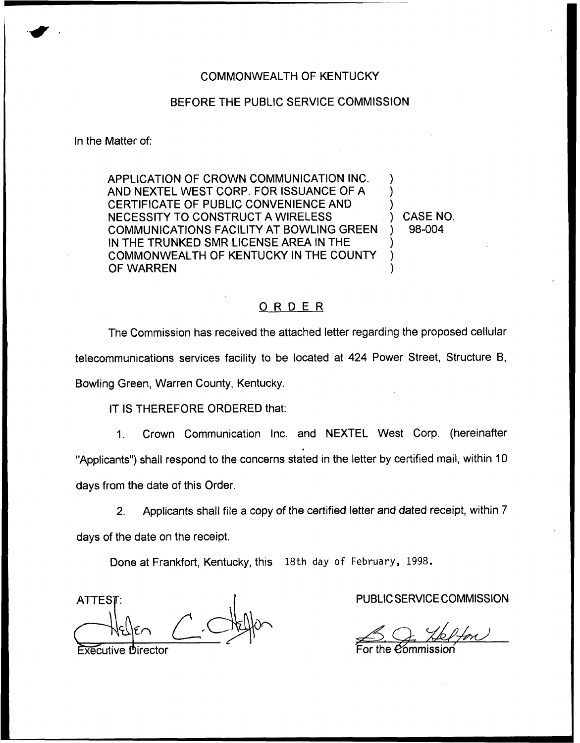COMMONWEALTH OF KENTUCKY

BEFORE THE PUBLIC SERVICE COMMISSION

In the Matter of:

| | | |
|---|---|---|
| APPLICATION OF CROWN COMMUNICATION INC. AND NEXTEL WEST CORP. FOR ISSUANCE OF A CERTIFICATE OF PUBLIC CONVENIENCE AND NECESSITY TO CONSTRUCT A WIRELESS COMMUNICATIONS FACILITY AT BOWLING GREEN IN THE TRUNKED SMR LICENSE AREA IN THE COMMONWEALTH OF KENTUCKY IN THE COUNTY OF WARREN | ) | CASE NO. 98-004 |

# ORDER

The Commission has received the attached letter regarding the proposed cellular telecommunications services facility to be located at 424 Power Street, Structure B, Bowling Green, Warren County, Kentucky.

IT IS THEREFORE ORDERED that:

1. Crown Communication Inc. and NEXTEL West Corp. (hereinafter "Applicants") shall respond to the concerns stated in the letter by certified mail, within 10 days from the date of this Order.

2. Applicants shall file a copy of the certified letter and dated receipt, within 7 days of the date on the receipt.

Done at Frankfort, Kentucky, this 18th day of February, 1998.

PUBLIC SERVICE COMMISSION

For the Commission

ATTEST:

Executive Director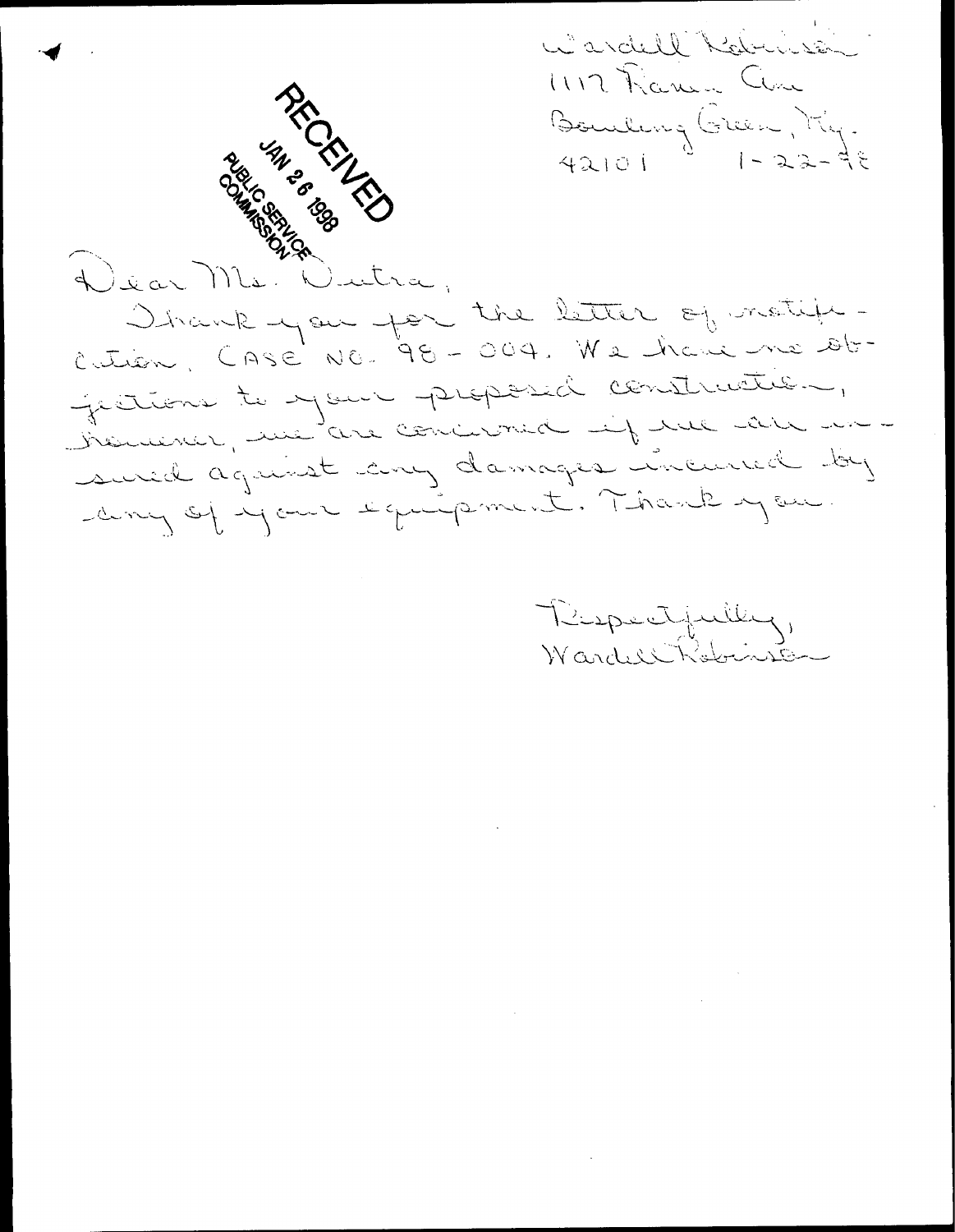Wardell Robinson
1117 Ransom Ave
Bowling Green, Ky.
42101 1-22-98

RECEIVED
JAN 26 1998
PUBLIC SERVICE
COMMISSION

Dear Ms. Dutra,

Thank you for the letter of notification, CASE NO. 98-004. We have no objections to your proposed construction, however, we are concerned if we are insured against any damages incurred by any of your equipment. Thank you.

Respectfully,
Wardell Robinson